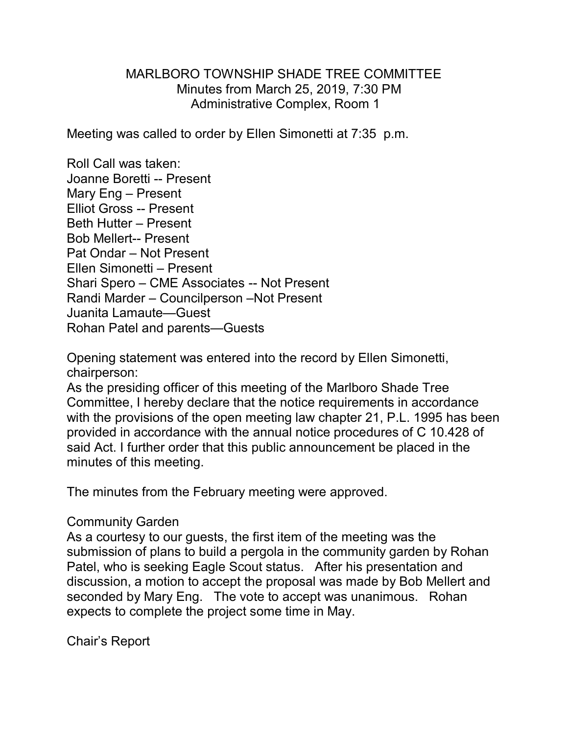MARLBORO TOWNSHIP SHADE TREE COMMITTEE
Minutes from March 25, 2019, 7:30 PM
Administrative Complex, Room 1

Meeting was called to order by Ellen Simonetti at 7:35 p.m.

Roll Call was taken:
Joanne Boretti -- Present
Mary Eng – Present
Elliot Gross -- Present
Beth Hutter – Present
Bob Mellert-- Present
Pat Ondar – Not Present
Ellen Simonetti – Present
Shari Spero – CME Associates -- Not Present
Randi Marder – Councilperson –Not Present
Juanita Lamaute—Guest
Rohan Patel and parents—Guests

Opening statement was entered into the record by Ellen Simonetti, chairperson:
As the presiding officer of this meeting of the Marlboro Shade Tree Committee, I hereby declare that the notice requirements in accordance with the provisions of the open meeting law chapter 21, P.L. 1995 has been provided in accordance with the annual notice procedures of C 10.428 of said Act. I further order that this public announcement be placed in the minutes of this meeting.

The minutes from the February meeting were approved.

Community Garden
As a courtesy to our guests, the first item of the meeting was the submission of plans to build a pergola in the community garden by Rohan Patel, who is seeking Eagle Scout status. After his presentation and discussion, a motion to accept the proposal was made by Bob Mellert and seconded by Mary Eng. The vote to accept was unanimous. Rohan expects to complete the project some time in May.

Chair's Report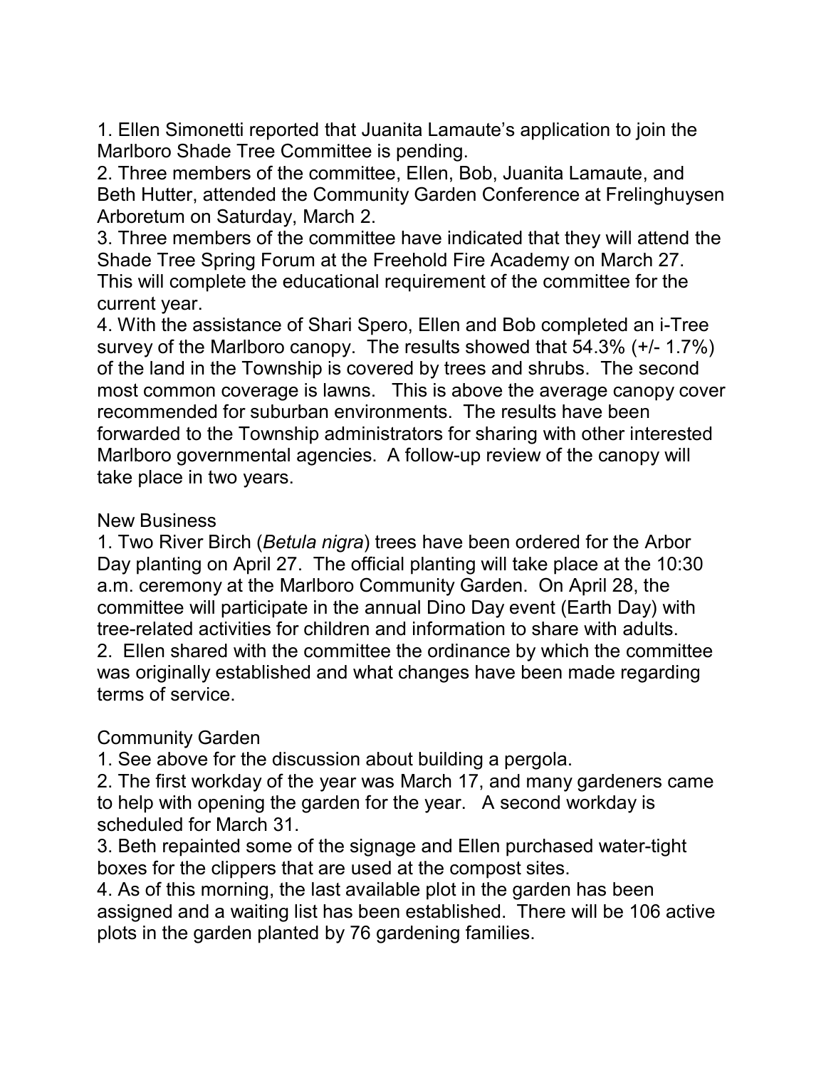1. Ellen Simonetti reported that Juanita Lamaute's application to join the Marlboro Shade Tree Committee is pending.
2. Three members of the committee, Ellen, Bob, Juanita Lamaute, and Beth Hutter, attended the Community Garden Conference at Frelinghuysen Arboretum on Saturday, March 2.
3. Three members of the committee have indicated that they will attend the Shade Tree Spring Forum at the Freehold Fire Academy on March 27. This will complete the educational requirement of the committee for the current year.
4. With the assistance of Shari Spero, Ellen and Bob completed an i-Tree survey of the Marlboro canopy. The results showed that 54.3% (+/- 1.7%) of the land in the Township is covered by trees and shrubs. The second most common coverage is lawns. This is above the average canopy cover recommended for suburban environments. The results have been forwarded to the Township administrators for sharing with other interested Marlboro governmental agencies. A follow-up review of the canopy will take place in two years.

New Business

1. Two River Birch (*Betula nigra*) trees have been ordered for the Arbor Day planting on April 27. The official planting will take place at the 10:30 a.m. ceremony at the Marlboro Community Garden. On April 28, the committee will participate in the annual Dino Day event (Earth Day) with tree-related activities for children and information to share with adults.
2. Ellen shared with the committee the ordinance by which the committee was originally established and what changes have been made regarding terms of service.

Community Garden

1. See above for the discussion about building a pergola.
2. The first workday of the year was March 17, and many gardeners came to help with opening the garden for the year. A second workday is scheduled for March 31.
3. Beth repainted some of the signage and Ellen purchased water-tight boxes for the clippers that are used at the compost sites.
4. As of this morning, the last available plot in the garden has been assigned and a waiting list has been established. There will be 106 active plots in the garden planted by 76 gardening families.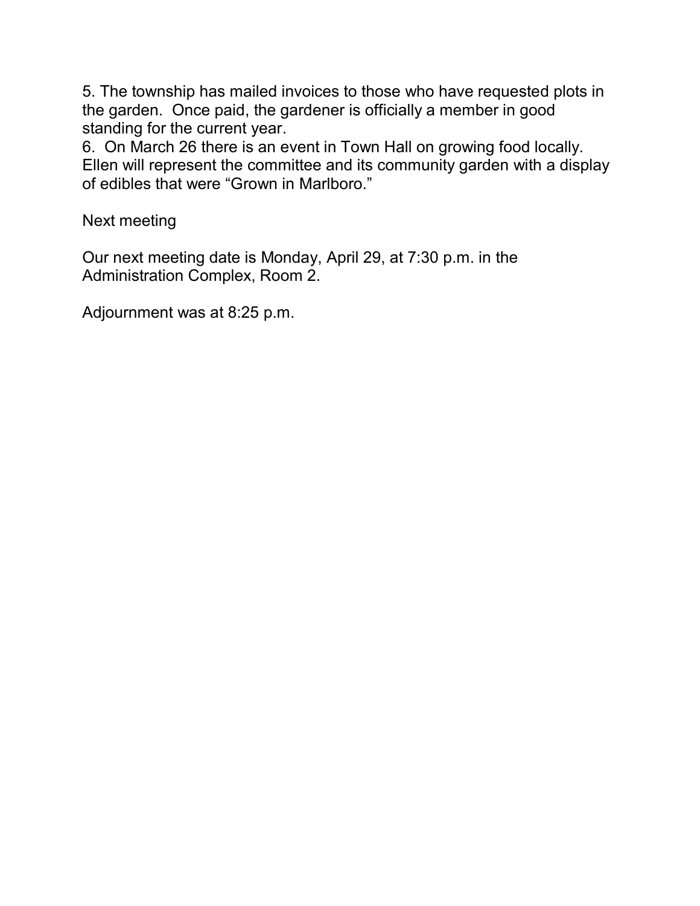5. The township has mailed invoices to those who have requested plots in the garden.  Once paid, the gardener is officially a member in good standing for the current year.
6.  On March 26 there is an event in Town Hall on growing food locally. Ellen will represent the committee and its community garden with a display of edibles that were "Grown in Marlboro."

Next meeting

Our next meeting date is Monday, April 29, at 7:30 p.m. in the Administration Complex, Room 2.

Adjournment was at 8:25 p.m.